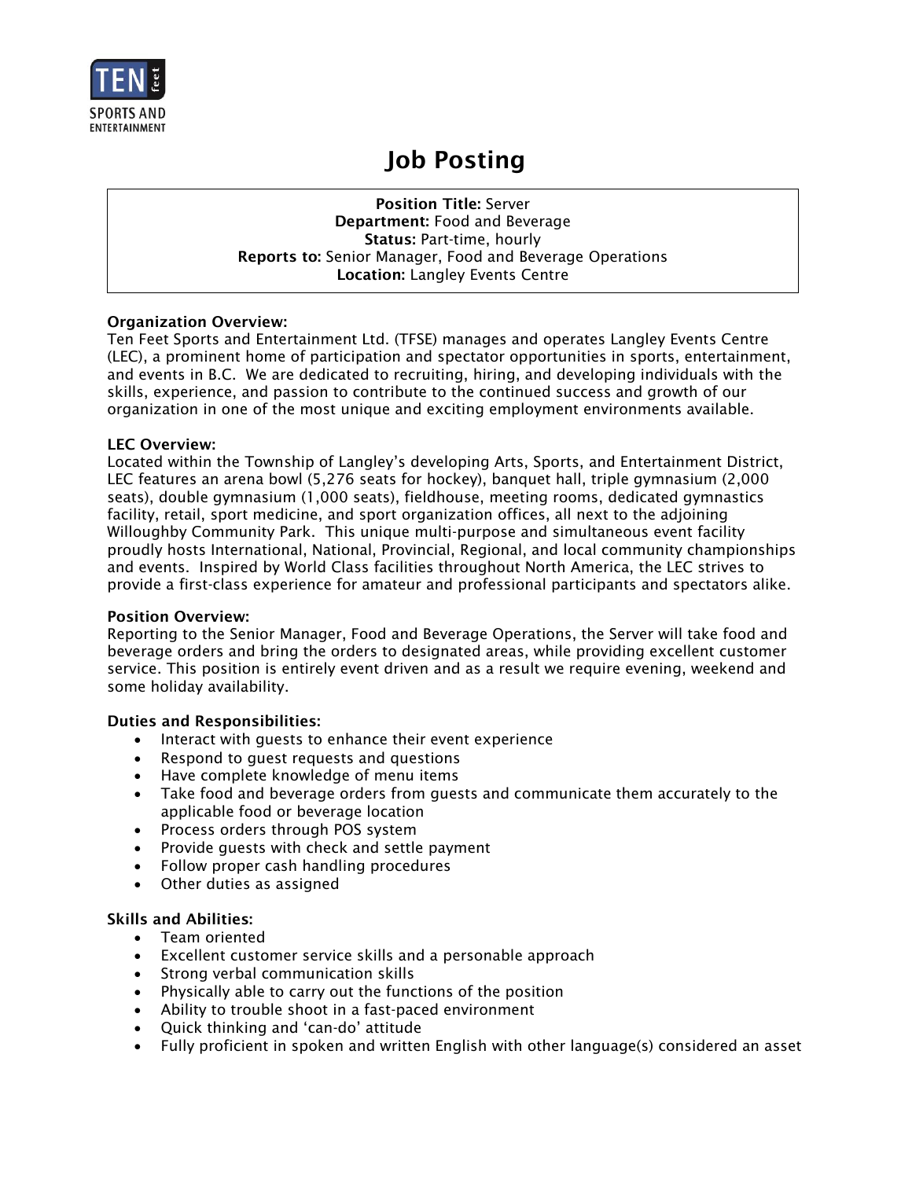TEN feet SPORTS AND ENTERTAINMENT

# Job Posting

**Position Title:** Server
**Department:** Food and Beverage
**Status:** Part-time, hourly
**Reports to:** Senior Manager, Food and Beverage Operations
**Location:** Langley Events Centre

**Organization Overview:**
Ten Feet Sports and Entertainment Ltd. (TFSE) manages and operates Langley Events Centre (LEC), a prominent home of participation and spectator opportunities in sports, entertainment, and events in B.C. We are dedicated to recruiting, hiring, and developing individuals with the skills, experience, and passion to contribute to the continued success and growth of our organization in one of the most unique and exciting employment environments available.

**LEC Overview:**
Located within the Township of Langley's developing Arts, Sports, and Entertainment District, LEC features an arena bowl (5,276 seats for hockey), banquet hall, triple gymnasium (2,000 seats), double gymnasium (1,000 seats), fieldhouse, meeting rooms, dedicated gymnastics facility, retail, sport medicine, and sport organization offices, all next to the adjoining Willoughby Community Park. This unique multi-purpose and simultaneous event facility proudly hosts International, National, Provincial, Regional, and local community championships and events. Inspired by World Class facilities throughout North America, the LEC strives to provide a first-class experience for amateur and professional participants and spectators alike.

**Position Overview:**
Reporting to the Senior Manager, Food and Beverage Operations, the Server will take food and beverage orders and bring the orders to designated areas, while providing excellent customer service. This position is entirely event driven and as a result we require evening, weekend and some holiday availability.

**Duties and Responsibilities:**

- Interact with guests to enhance their event experience
- Respond to guest requests and questions
- Have complete knowledge of menu items
- Take food and beverage orders from guests and communicate them accurately to the applicable food or beverage location
- Process orders through POS system
- Provide guests with check and settle payment
- Follow proper cash handling procedures
- Other duties as assigned

**Skills and Abilities:**

- Team oriented
- Excellent customer service skills and a personable approach
- Strong verbal communication skills
- Physically able to carry out the functions of the position
- Ability to trouble shoot in a fast-paced environment
- Quick thinking and 'can-do' attitude
- Fully proficient in spoken and written English with other language(s) considered an asset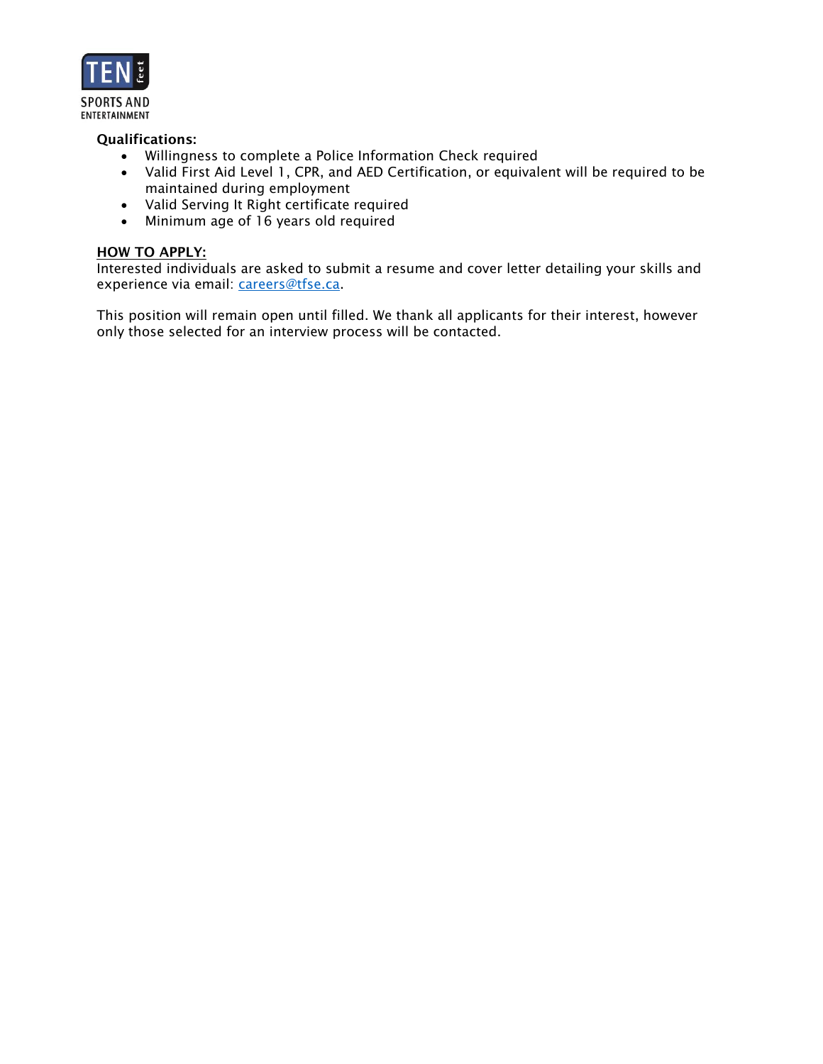**Qualifications:**

- Willingness to complete a Police Information Check required
- Valid First Aid Level 1, CPR, and AED Certification, or equivalent will be required to be maintained during employment
- Valid Serving It Right certificate required
- Minimum age of 16 years old required

**HOW TO APPLY:**

Interested individuals are asked to submit a resume and cover letter detailing your skills and experience via email: careers@tfse.ca.

This position will remain open until filled. We thank all applicants for their interest, however only those selected for an interview process will be contacted.